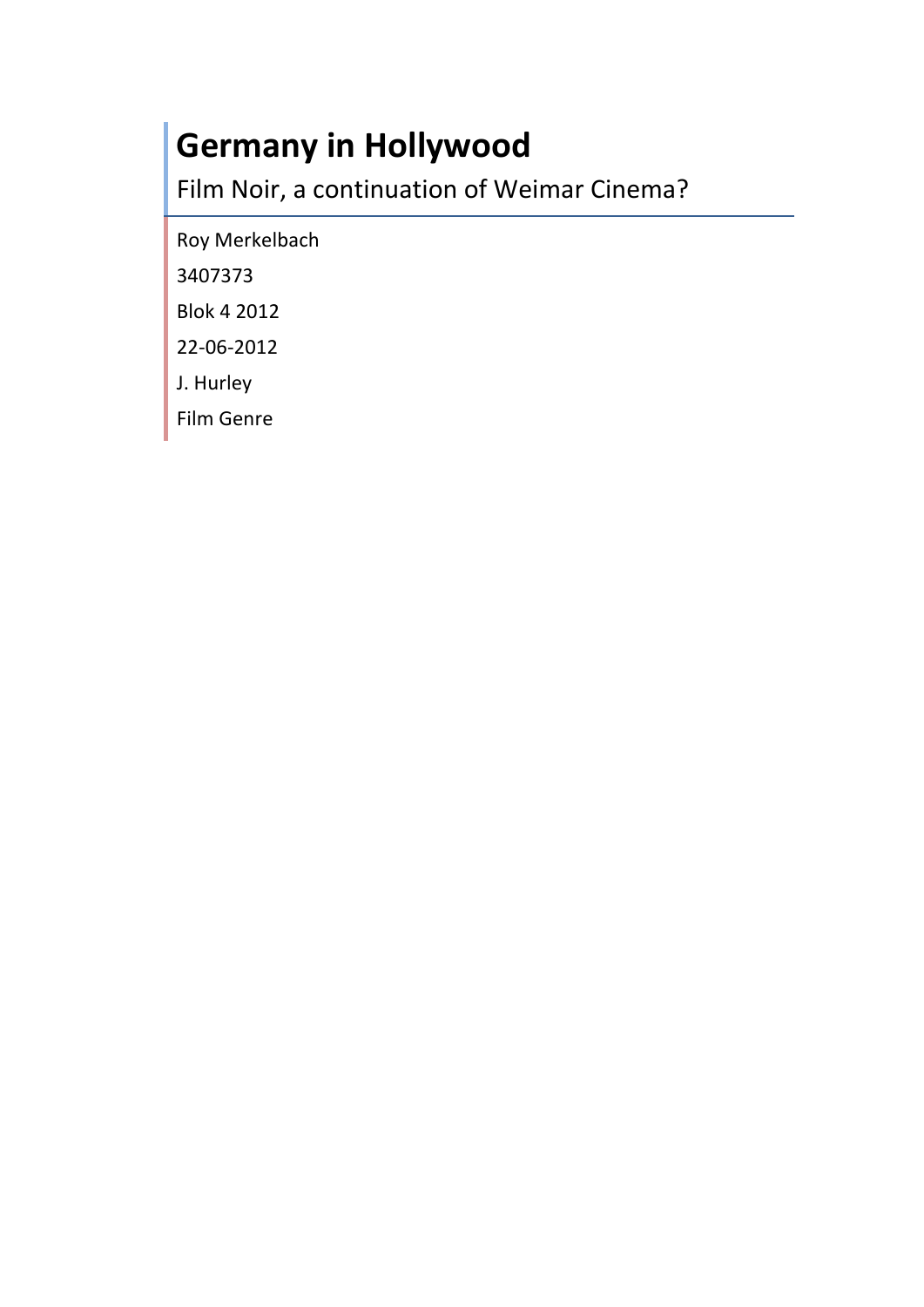# Germany in Hollywood

Film Noir, a continuation of Weimar Cinema?

Roy Merkelbach

3407373

Blok 4 2012

22-06-2012

J. Hurley

Film Genre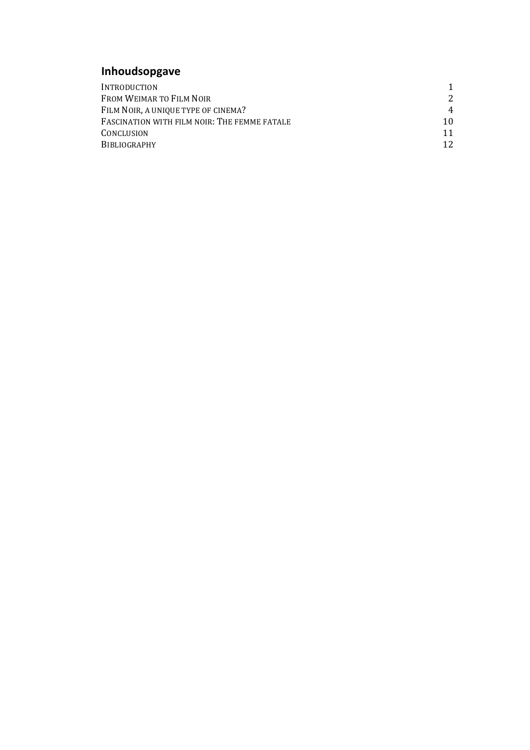## Inhoudsopgave

| | |
|---|---|
| INTRODUCTION | 1 |
| FROM WEIMAR TO FILM NOIR | 2 |
| FILM NOIR, A UNIQUE TYPE OF CINEMA? | 4 |
| FASCINATION WITH FILM NOIR: THE FEMME FATALE | 10 |
| CONCLUSION | 11 |
| BIBLIOGRAPHY | 12 |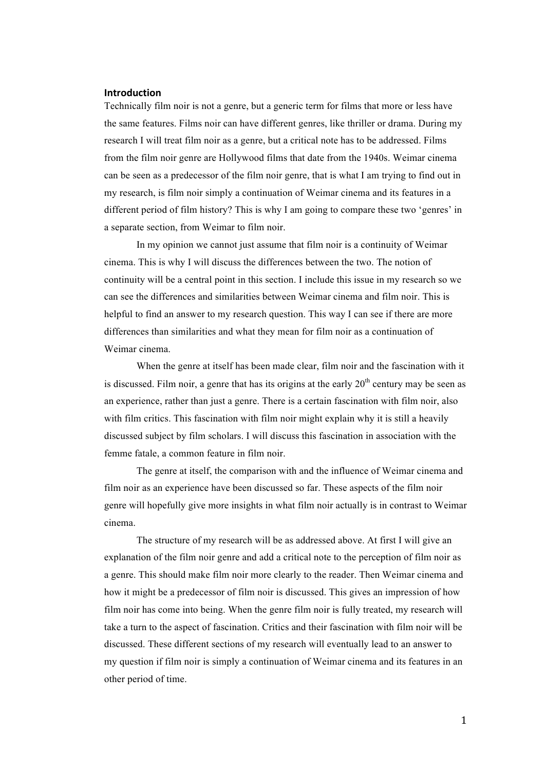## Introduction

Technically film noir is not a genre, but a generic term for films that more or less have the same features. Films noir can have different genres, like thriller or drama. During my research I will treat film noir as a genre, but a critical note has to be addressed. Films from the film noir genre are Hollywood films that date from the 1940s. Weimar cinema can be seen as a predecessor of the film noir genre, that is what I am trying to find out in my research, is film noir simply a continuation of Weimar cinema and its features in a different period of film history? This is why I am going to compare these two 'genres' in a separate section, from Weimar to film noir.

In my opinion we cannot just assume that film noir is a continuity of Weimar cinema. This is why I will discuss the differences between the two. The notion of continuity will be a central point in this section. I include this issue in my research so we can see the differences and similarities between Weimar cinema and film noir. This is helpful to find an answer to my research question. This way I can see if there are more differences than similarities and what they mean for film noir as a continuation of Weimar cinema.

When the genre at itself has been made clear, film noir and the fascination with it is discussed. Film noir, a genre that has its origins at the early 20th century may be seen as an experience, rather than just a genre. There is a certain fascination with film noir, also with film critics. This fascination with film noir might explain why it is still a heavily discussed subject by film scholars. I will discuss this fascination in association with the femme fatale, a common feature in film noir.

The genre at itself, the comparison with and the influence of Weimar cinema and film noir as an experience have been discussed so far. These aspects of the film noir genre will hopefully give more insights in what film noir actually is in contrast to Weimar cinema.

The structure of my research will be as addressed above. At first I will give an explanation of the film noir genre and add a critical note to the perception of film noir as a genre. This should make film noir more clearly to the reader. Then Weimar cinema and how it might be a predecessor of film noir is discussed. This gives an impression of how film noir has come into being. When the genre film noir is fully treated, my research will take a turn to the aspect of fascination. Critics and their fascination with film noir will be discussed. These different sections of my research will eventually lead to an answer to my question if film noir is simply a continuation of Weimar cinema and its features in an other period of time.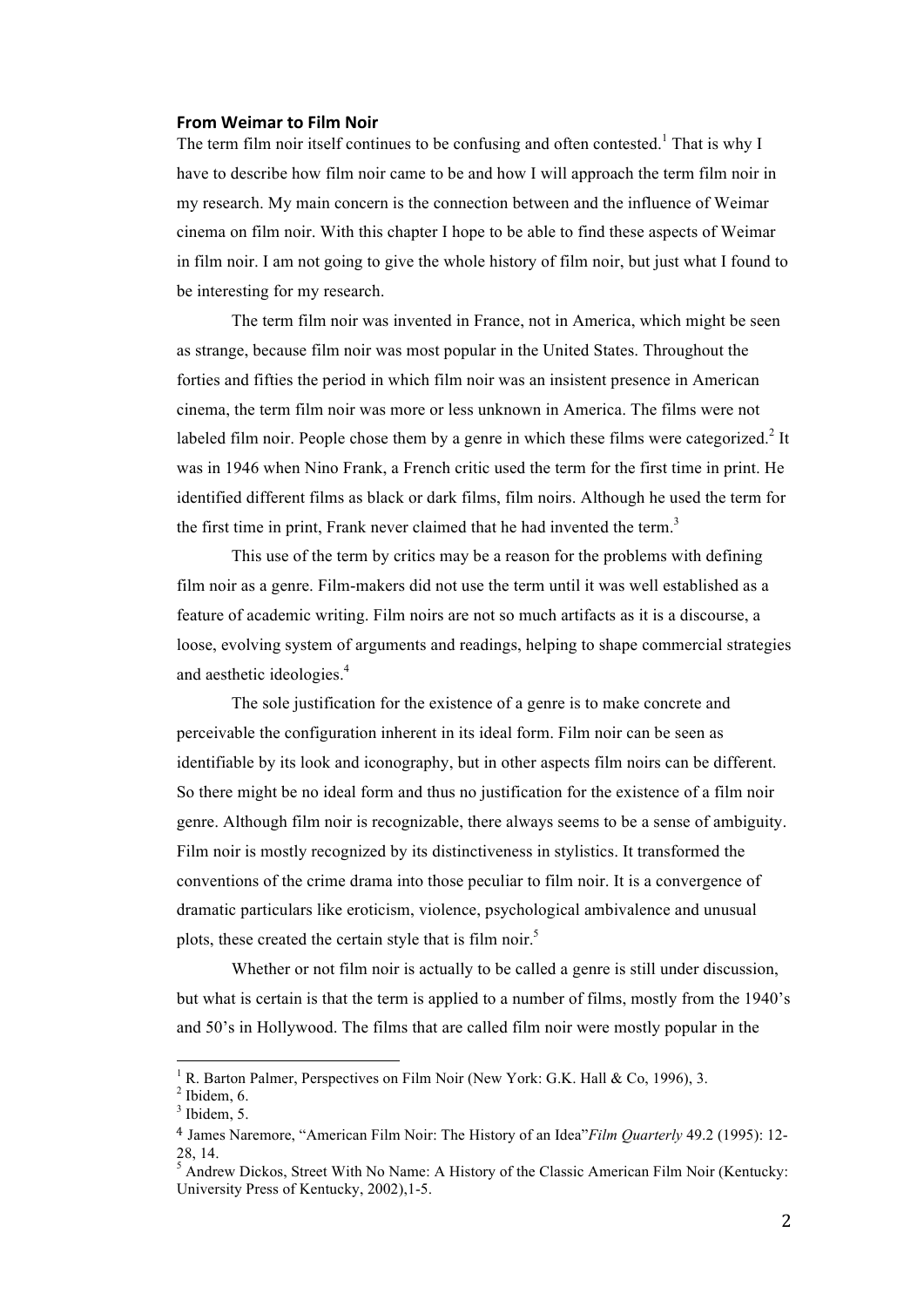## From Weimar to Film Noir

The term film noir itself continues to be confusing and often contested.[1] That is why I have to describe how film noir came to be and how I will approach the term film noir in my research. My main concern is the connection between and the influence of Weimar cinema on film noir. With this chapter I hope to be able to find these aspects of Weimar in film noir. I am not going to give the whole history of film noir, but just what I found to be interesting for my research.

The term film noir was invented in France, not in America, which might be seen as strange, because film noir was most popular in the United States. Throughout the forties and fifties the period in which film noir was an insistent presence in American cinema, the term film noir was more or less unknown in America. The films were not labeled film noir. People chose them by a genre in which these films were categorized.[2] It was in 1946 when Nino Frank, a French critic used the term for the first time in print. He identified different films as black or dark films, film noirs. Although he used the term for the first time in print, Frank never claimed that he had invented the term.[3]

This use of the term by critics may be a reason for the problems with defining film noir as a genre. Film-makers did not use the term until it was well established as a feature of academic writing. Film noirs are not so much artifacts as it is a discourse, a loose, evolving system of arguments and readings, helping to shape commercial strategies and aesthetic ideologies.[4]

The sole justification for the existence of a genre is to make concrete and perceivable the configuration inherent in its ideal form. Film noir can be seen as identifiable by its look and iconography, but in other aspects film noirs can be different. So there might be no ideal form and thus no justification for the existence of a film noir genre. Although film noir is recognizable, there always seems to be a sense of ambiguity. Film noir is mostly recognized by its distinctiveness in stylistics. It transformed the conventions of the crime drama into those peculiar to film noir. It is a convergence of dramatic particulars like eroticism, violence, psychological ambivalence and unusual plots, these created the certain style that is film noir.[5]

Whether or not film noir is actually to be called a genre is still under discussion, but what is certain is that the term is applied to a number of films, mostly from the 1940's and 50's in Hollywood. The films that are called film noir were mostly popular in the

---

[1] R. Barton Palmer, Perspectives on Film Noir (New York: G.K. Hall & Co, 1996), 3.

[2] Ibidem, 6.

[3] Ibidem, 5.

[4] James Naremore, "American Film Noir: The History of an Idea" *Film Quarterly* 49.2 (1995): 12-28, 14.

[5] Andrew Dickos, Street With No Name: A History of the Classic American Film Noir (Kentucky: University Press of Kentucky, 2002),1-5.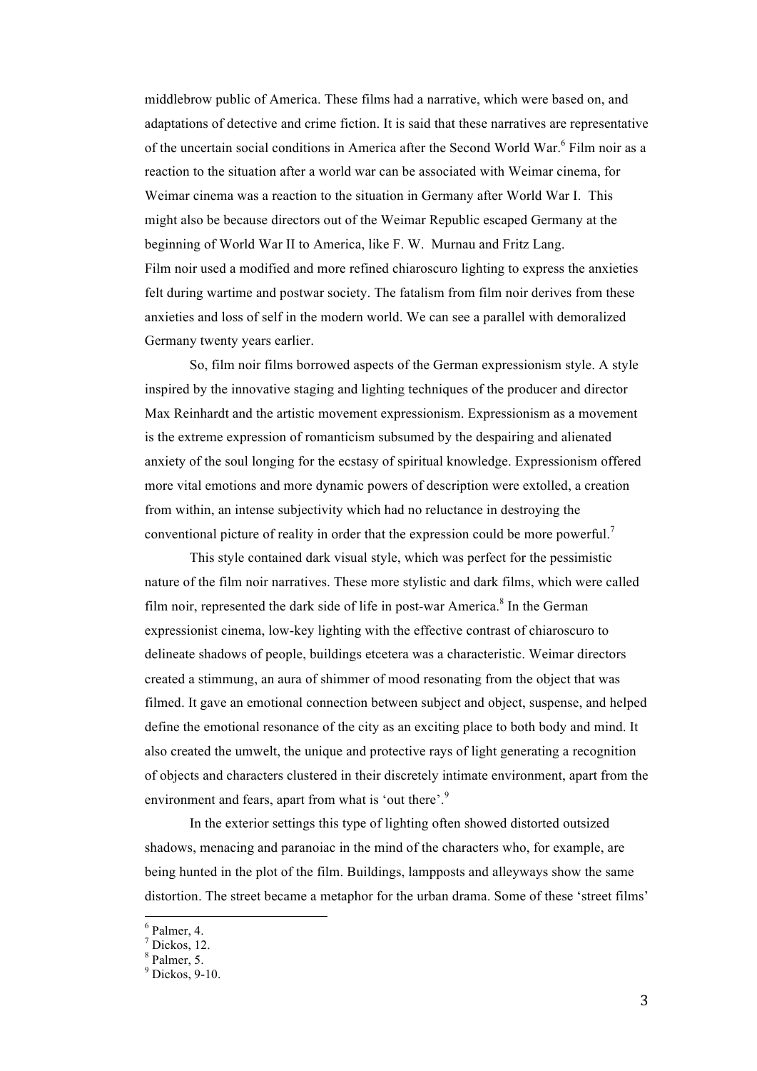middlebrow public of America. These films had a narrative, which were based on, and adaptations of detective and crime fiction. It is said that these narratives are representative of the uncertain social conditions in America after the Second World War.[6] Film noir as a reaction to the situation after a world war can be associated with Weimar cinema, for Weimar cinema was a reaction to the situation in Germany after World War I. This might also be because directors out of the Weimar Republic escaped Germany at the beginning of World War II to America, like F. W. Murnau and Fritz Lang.
Film noir used a modified and more refined chiaroscuro lighting to express the anxieties felt during wartime and postwar society. The fatalism from film noir derives from these anxieties and loss of self in the modern world. We can see a parallel with demoralized Germany twenty years earlier.

So, film noir films borrowed aspects of the German expressionism style. A style inspired by the innovative staging and lighting techniques of the producer and director Max Reinhardt and the artistic movement expressionism. Expressionism as a movement is the extreme expression of romanticism subsumed by the despairing and alienated anxiety of the soul longing for the ecstasy of spiritual knowledge. Expressionism offered more vital emotions and more dynamic powers of description were extolled, a creation from within, an intense subjectivity which had no reluctance in destroying the conventional picture of reality in order that the expression could be more powerful.[7]

This style contained dark visual style, which was perfect for the pessimistic nature of the film noir narratives. These more stylistic and dark films, which were called film noir, represented the dark side of life in post-war America.[8] In the German expressionist cinema, low-key lighting with the effective contrast of chiaroscuro to delineate shadows of people, buildings etcetera was a characteristic. Weimar directors created a stimmung, an aura of shimmer of mood resonating from the object that was filmed. It gave an emotional connection between subject and object, suspense, and helped define the emotional resonance of the city as an exciting place to both body and mind. It also created the umwelt, the unique and protective rays of light generating a recognition of objects and characters clustered in their discretely intimate environment, apart from the environment and fears, apart from what is 'out there'.[9]

In the exterior settings this type of lighting often showed distorted outsized shadows, menacing and paranoiac in the mind of the characters who, for example, are being hunted in the plot of the film. Buildings, lampposts and alleyways show the same distortion. The street became a metaphor for the urban drama. Some of these 'street films'

[6] Palmer, 4.
[7] Dickos, 12.
[8] Palmer, 5.
[9] Dickos, 9-10.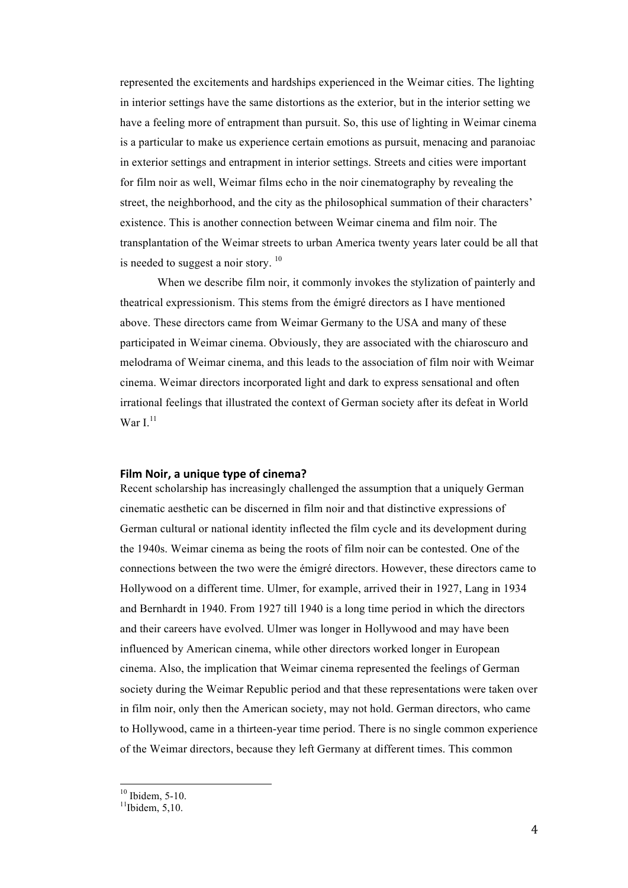represented the excitements and hardships experienced in the Weimar cities. The lighting in interior settings have the same distortions as the exterior, but in the interior setting we have a feeling more of entrapment than pursuit. So, this use of lighting in Weimar cinema is a particular to make us experience certain emotions as pursuit, menacing and paranoiac in exterior settings and entrapment in interior settings. Streets and cities were important for film noir as well, Weimar films echo in the noir cinematography by revealing the street, the neighborhood, and the city as the philosophical summation of their characters' existence. This is another connection between Weimar cinema and film noir. The transplantation of the Weimar streets to urban America twenty years later could be all that is needed to suggest a noir story. [10]

When we describe film noir, it commonly invokes the stylization of painterly and theatrical expressionism. This stems from the émigré directors as I have mentioned above. These directors came from Weimar Germany to the USA and many of these participated in Weimar cinema. Obviously, they are associated with the chiaroscuro and melodrama of Weimar cinema, and this leads to the association of film noir with Weimar cinema. Weimar directors incorporated light and dark to express sensational and often irrational feelings that illustrated the context of German society after its defeat in World War I.[11]

### Film Noir, a unique type of cinema?

Recent scholarship has increasingly challenged the assumption that a uniquely German cinematic aesthetic can be discerned in film noir and that distinctive expressions of German cultural or national identity inflected the film cycle and its development during the 1940s. Weimar cinema as being the roots of film noir can be contested. One of the connections between the two were the émigré directors. However, these directors came to Hollywood on a different time. Ulmer, for example, arrived their in 1927, Lang in 1934 and Bernhardt in 1940. From 1927 till 1940 is a long time period in which the directors and their careers have evolved. Ulmer was longer in Hollywood and may have been influenced by American cinema, while other directors worked longer in European cinema. Also, the implication that Weimar cinema represented the feelings of German society during the Weimar Republic period and that these representations were taken over in film noir, only then the American society, may not hold. German directors, who came to Hollywood, came in a thirteen-year time period. There is no single common experience of the Weimar directors, because they left Germany at different times. This common

---

[10] Ibidem, 5-10.

[11] Ibidem, 5,10.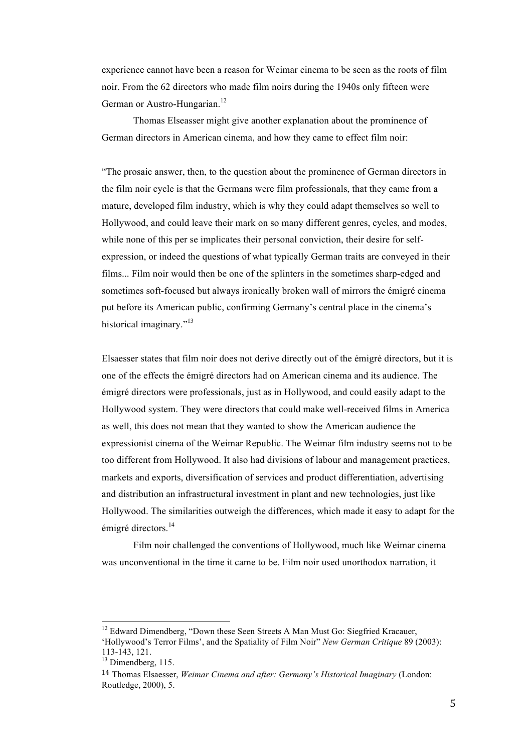experience cannot have been a reason for Weimar cinema to be seen as the roots of film noir. From the 62 directors who made film noirs during the 1940s only fifteen were German or Austro-Hungarian.[12]

Thomas Elseasser might give another explanation about the prominence of German directors in American cinema, and how they came to effect film noir:

"The prosaic answer, then, to the question about the prominence of German directors in the film noir cycle is that the Germans were film professionals, that they came from a mature, developed film industry, which is why they could adapt themselves so well to Hollywood, and could leave their mark on so many different genres, cycles, and modes, while none of this per se implicates their personal conviction, their desire for self-expression, or indeed the questions of what typically German traits are conveyed in their films... Film noir would then be one of the splinters in the sometimes sharp-edged and sometimes soft-focused but always ironically broken wall of mirrors the émigré cinema put before its American public, confirming Germany's central place in the cinema's historical imaginary."[13]

Elsaesser states that film noir does not derive directly out of the émigré directors, but it is one of the effects the émigré directors had on American cinema and its audience. The émigré directors were professionals, just as in Hollywood, and could easily adapt to the Hollywood system. They were directors that could make well-received films in America as well, this does not mean that they wanted to show the American audience the expressionist cinema of the Weimar Republic. The Weimar film industry seems not to be too different from Hollywood. It also had divisions of labour and management practices, markets and exports, diversification of services and product differentiation, advertising and distribution an infrastructural investment in plant and new technologies, just like Hollywood. The similarities outweigh the differences, which made it easy to adapt for the émigré directors.[14]

Film noir challenged the conventions of Hollywood, much like Weimar cinema was unconventional in the time it came to be. Film noir used unorthodox narration, it

---

[12] Edward Dimendberg, "Down these Seen Streets A Man Must Go: Siegfried Kracauer, 'Hollywood's Terror Films', and the Spatiality of Film Noir" *New German Critique* 89 (2003): 113-143, 121.

[13] Dimendberg, 115.

[14] Thomas Elsaesser, *Weimar Cinema and after: Germany's Historical Imaginary* (London: Routledge, 2000), 5.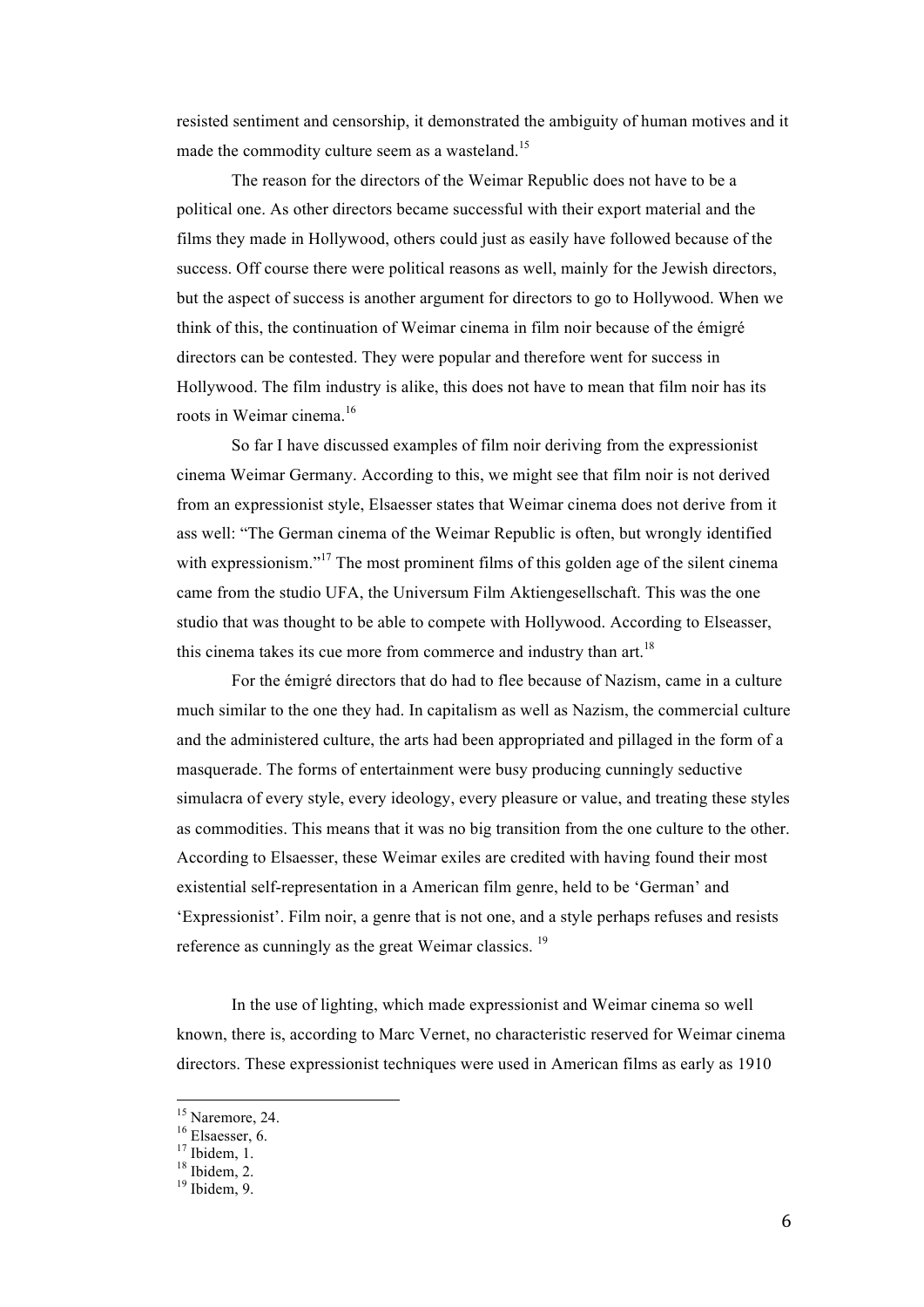resisted sentiment and censorship, it demonstrated the ambiguity of human motives and it made the commodity culture seem as a wasteland.[15]

The reason for the directors of the Weimar Republic does not have to be a political one. As other directors became successful with their export material and the films they made in Hollywood, others could just as easily have followed because of the success. Off course there were political reasons as well, mainly for the Jewish directors, but the aspect of success is another argument for directors to go to Hollywood. When we think of this, the continuation of Weimar cinema in film noir because of the émigré directors can be contested. They were popular and therefore went for success in Hollywood. The film industry is alike, this does not have to mean that film noir has its roots in Weimar cinema.[16]

So far I have discussed examples of film noir deriving from the expressionist cinema Weimar Germany. According to this, we might see that film noir is not derived from an expressionist style, Elsaesser states that Weimar cinema does not derive from it ass well: "The German cinema of the Weimar Republic is often, but wrongly identified with expressionism."[17] The most prominent films of this golden age of the silent cinema came from the studio UFA, the Universum Film Aktiengesellschaft. This was the one studio that was thought to be able to compete with Hollywood. According to Elseasser, this cinema takes its cue more from commerce and industry than art.[18]

For the émigré directors that do had to flee because of Nazism, came in a culture much similar to the one they had. In capitalism as well as Nazism, the commercial culture and the administered culture, the arts had been appropriated and pillaged in the form of a masquerade. The forms of entertainment were busy producing cunningly seductive simulacra of every style, every ideology, every pleasure or value, and treating these styles as commodities. This means that it was no big transition from the one culture to the other. According to Elsaesser, these Weimar exiles are credited with having found their most existential self-representation in a American film genre, held to be 'German' and 'Expressionist'. Film noir, a genre that is not one, and a style perhaps refuses and resists reference as cunningly as the great Weimar classics. [19]

In the use of lighting, which made expressionist and Weimar cinema so well known, there is, according to Marc Vernet, no characteristic reserved for Weimar cinema directors. These expressionist techniques were used in American films as early as 1910

[15] Naremore, 24.
[16] Elsaesser, 6.
[17] Ibidem, 1.
[18] Ibidem, 2.
[19] Ibidem, 9.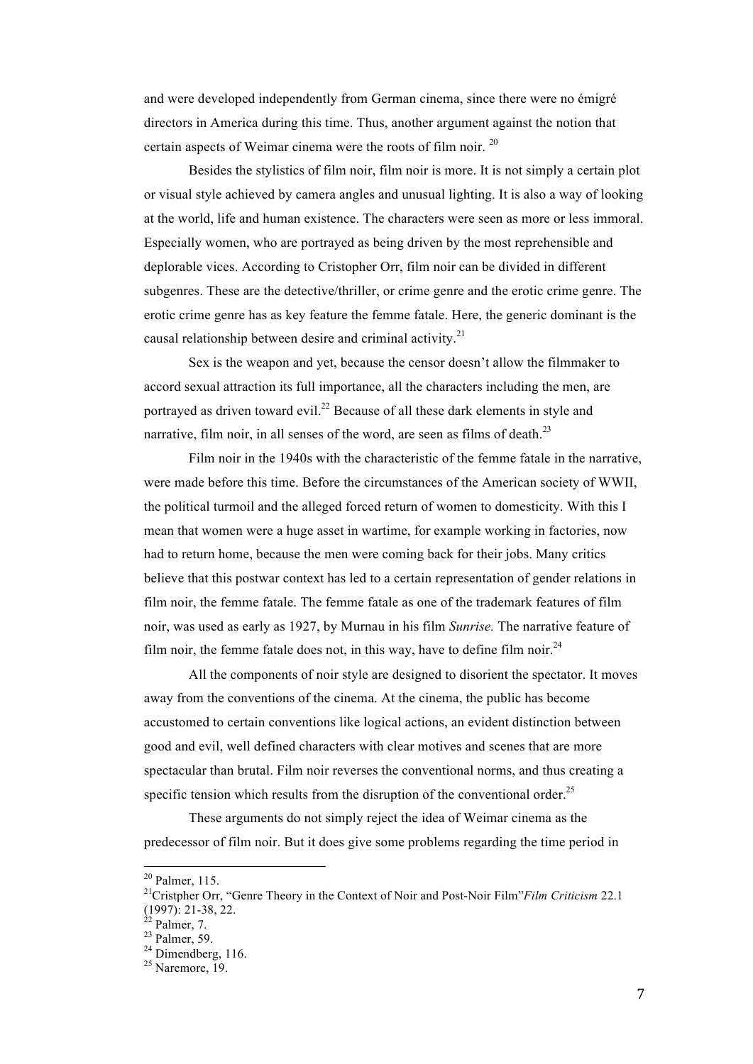and were developed independently from German cinema, since there were no émigré directors in America during this time. Thus, another argument against the notion that certain aspects of Weimar cinema were the roots of film noir. [20]

Besides the stylistics of film noir, film noir is more. It is not simply a certain plot or visual style achieved by camera angles and unusual lighting. It is also a way of looking at the world, life and human existence. The characters were seen as more or less immoral. Especially women, who are portrayed as being driven by the most reprehensible and deplorable vices. According to Cristopher Orr, film noir can be divided in different subgenres. These are the detective/thriller, or crime genre and the erotic crime genre. The erotic crime genre has as key feature the femme fatale. Here, the generic dominant is the causal relationship between desire and criminal activity.[21]

Sex is the weapon and yet, because the censor doesn't allow the filmmaker to accord sexual attraction its full importance, all the characters including the men, are portrayed as driven toward evil.[22] Because of all these dark elements in style and narrative, film noir, in all senses of the word, are seen as films of death.[23]

Film noir in the 1940s with the characteristic of the femme fatale in the narrative, were made before this time. Before the circumstances of the American society of WWII, the political turmoil and the alleged forced return of women to domesticity. With this I mean that women were a huge asset in wartime, for example working in factories, now had to return home, because the men were coming back for their jobs. Many critics believe that this postwar context has led to a certain representation of gender relations in film noir, the femme fatale. The femme fatale as one of the trademark features of film noir, was used as early as 1927, by Murnau in his film *Sunrise.* The narrative feature of film noir, the femme fatale does not, in this way, have to define film noir.[24]

All the components of noir style are designed to disorient the spectator. It moves away from the conventions of the cinema. At the cinema, the public has become accustomed to certain conventions like logical actions, an evident distinction between good and evil, well defined characters with clear motives and scenes that are more spectacular than brutal. Film noir reverses the conventional norms, and thus creating a specific tension which results from the disruption of the conventional order.[25]

These arguments do not simply reject the idea of Weimar cinema as the predecessor of film noir. But it does give some problems regarding the time period in

---

[20] Palmer, 115.

[21] Cristpher Orr, "Genre Theory in the Context of Noir and Post-Noir Film"*Film Criticism* 22.1 (1997): 21-38, 22.

[22] Palmer, 7.

[23] Palmer, 59.

[24] Dimendberg, 116.

[25] Naremore, 19.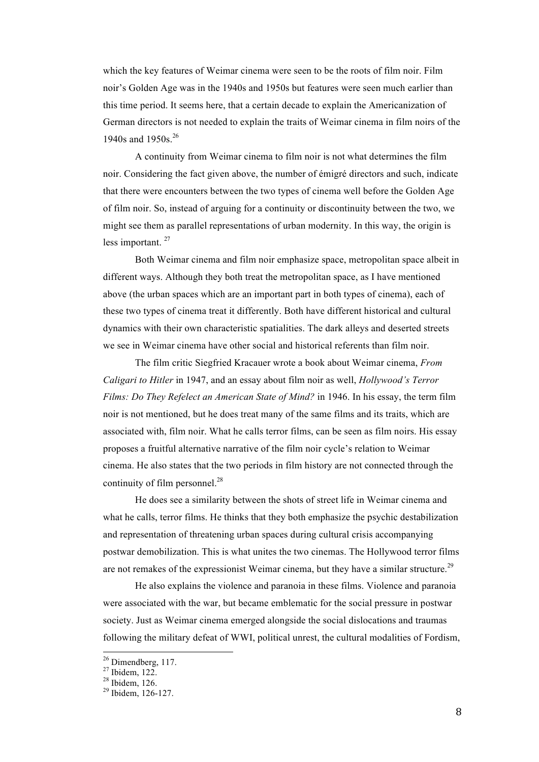which the key features of Weimar cinema were seen to be the roots of film noir. Film noir's Golden Age was in the 1940s and 1950s but features were seen much earlier than this time period. It seems here, that a certain decade to explain the Americanization of German directors is not needed to explain the traits of Weimar cinema in film noirs of the 1940s and 1950s.[26]

A continuity from Weimar cinema to film noir is not what determines the film noir. Considering the fact given above, the number of émigré directors and such, indicate that there were encounters between the two types of cinema well before the Golden Age of film noir. So, instead of arguing for a continuity or discontinuity between the two, we might see them as parallel representations of urban modernity. In this way, the origin is less important. [27]

Both Weimar cinema and film noir emphasize space, metropolitan space albeit in different ways. Although they both treat the metropolitan space, as I have mentioned above (the urban spaces which are an important part in both types of cinema), each of these two types of cinema treat it differently. Both have different historical and cultural dynamics with their own characteristic spatialities. The dark alleys and deserted streets we see in Weimar cinema have other social and historical referents than film noir.

The film critic Siegfried Kracauer wrote a book about Weimar cinema, *From Caligari to Hitler* in 1947, and an essay about film noir as well, *Hollywood's Terror Films: Do They Refelect an American State of Mind?* in 1946. In his essay, the term film noir is not mentioned, but he does treat many of the same films and its traits, which are associated with, film noir. What he calls terror films, can be seen as film noirs. His essay proposes a fruitful alternative narrative of the film noir cycle's relation to Weimar cinema. He also states that the two periods in film history are not connected through the continuity of film personnel.[28]

He does see a similarity between the shots of street life in Weimar cinema and what he calls, terror films. He thinks that they both emphasize the psychic destabilization and representation of threatening urban spaces during cultural crisis accompanying postwar demobilization. This is what unites the two cinemas. The Hollywood terror films are not remakes of the expressionist Weimar cinema, but they have a similar structure.[29]

He also explains the violence and paranoia in these films. Violence and paranoia were associated with the war, but became emblematic for the social pressure in postwar society. Just as Weimar cinema emerged alongside the social dislocations and traumas following the military defeat of WWI, political unrest, the cultural modalities of Fordism,

---

[26] Dimendberg, 117.
[27] Ibidem, 122.
[28] Ibidem, 126.
[29] Ibidem, 126-127.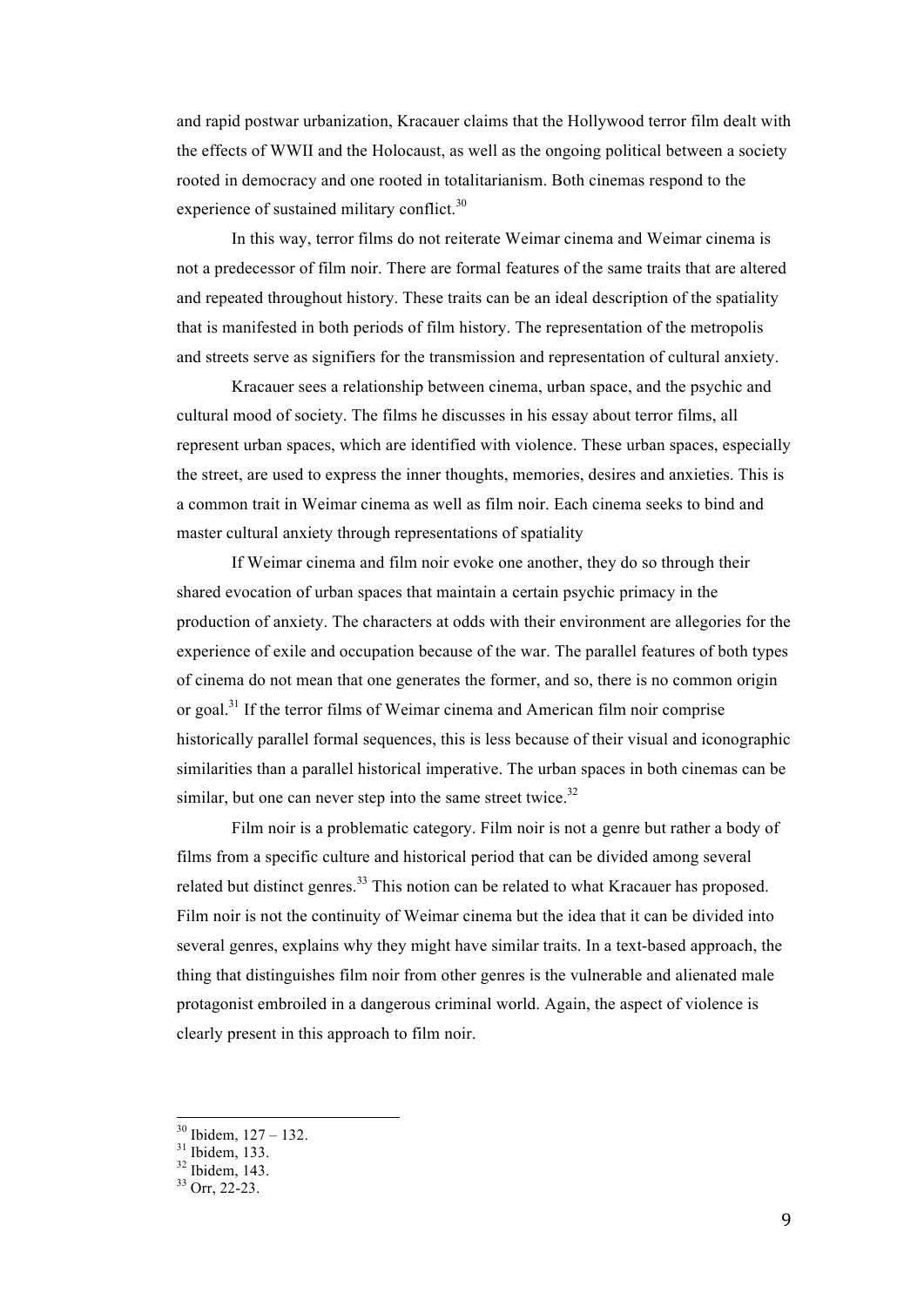and rapid postwar urbanization, Kracauer claims that the Hollywood terror film dealt with the effects of WWII and the Holocaust, as well as the ongoing political between a society rooted in democracy and one rooted in totalitarianism. Both cinemas respond to the experience of sustained military conflict.[30]

In this way, terror films do not reiterate Weimar cinema and Weimar cinema is not a predecessor of film noir. There are formal features of the same traits that are altered and repeated throughout history. These traits can be an ideal description of the spatiality that is manifested in both periods of film history. The representation of the metropolis and streets serve as signifiers for the transmission and representation of cultural anxiety.

Kracauer sees a relationship between cinema, urban space, and the psychic and cultural mood of society. The films he discusses in his essay about terror films, all represent urban spaces, which are identified with violence. These urban spaces, especially the street, are used to express the inner thoughts, memories, desires and anxieties. This is a common trait in Weimar cinema as well as film noir. Each cinema seeks to bind and master cultural anxiety through representations of spatiality

If Weimar cinema and film noir evoke one another, they do so through their shared evocation of urban spaces that maintain a certain psychic primacy in the production of anxiety. The characters at odds with their environment are allegories for the experience of exile and occupation because of the war. The parallel features of both types of cinema do not mean that one generates the former, and so, there is no common origin or goal.[31] If the terror films of Weimar cinema and American film noir comprise historically parallel formal sequences, this is less because of their visual and iconographic similarities than a parallel historical imperative. The urban spaces in both cinemas can be similar, but one can never step into the same street twice.[32]

Film noir is a problematic category. Film noir is not a genre but rather a body of films from a specific culture and historical period that can be divided among several related but distinct genres.[33] This notion can be related to what Kracauer has proposed. Film noir is not the continuity of Weimar cinema but the idea that it can be divided into several genres, explains why they might have similar traits. In a text-based approach, the thing that distinguishes film noir from other genres is the vulnerable and alienated male protagonist embroiled in a dangerous criminal world. Again, the aspect of violence is clearly present in this approach to film noir.

---

[30] Ibidem, 127 – 132.
[31] Ibidem, 133.
[32] Ibidem, 143.
[33] Orr, 22-23.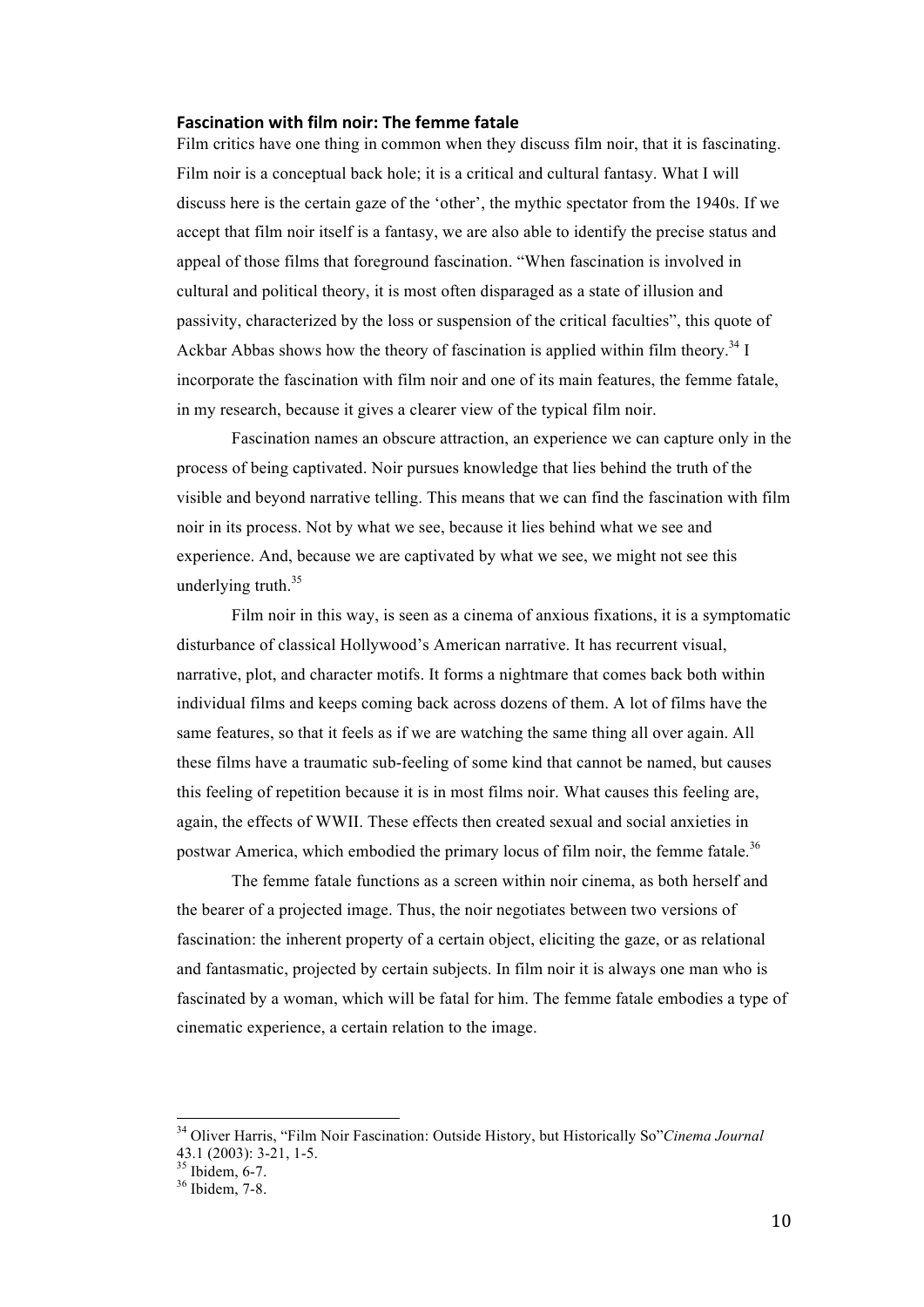## Fascination with film noir: The femme fatale

Film critics have one thing in common when they discuss film noir, that it is fascinating. Film noir is a conceptual back hole; it is a critical and cultural fantasy. What I will discuss here is the certain gaze of the 'other', the mythic spectator from the 1940s. If we accept that film noir itself is a fantasy, we are also able to identify the precise status and appeal of those films that foreground fascination. "When fascination is involved in cultural and political theory, it is most often disparaged as a state of illusion and passivity, characterized by the loss or suspension of the critical faculties", this quote of Ackbar Abbas shows how the theory of fascination is applied within film theory.[34] I incorporate the fascination with film noir and one of its main features, the femme fatale, in my research, because it gives a clearer view of the typical film noir.

Fascination names an obscure attraction, an experience we can capture only in the process of being captivated. Noir pursues knowledge that lies behind the truth of the visible and beyond narrative telling. This means that we can find the fascination with film noir in its process. Not by what we see, because it lies behind what we see and experience. And, because we are captivated by what we see, we might not see this underlying truth.[35]

Film noir in this way, is seen as a cinema of anxious fixations, it is a symptomatic disturbance of classical Hollywood's American narrative. It has recurrent visual, narrative, plot, and character motifs. It forms a nightmare that comes back both within individual films and keeps coming back across dozens of them. A lot of films have the same features, so that it feels as if we are watching the same thing all over again. All these films have a traumatic sub-feeling of some kind that cannot be named, but causes this feeling of repetition because it is in most films noir. What causes this feeling are, again, the effects of WWII. These effects then created sexual and social anxieties in postwar America, which embodied the primary locus of film noir, the femme fatale.[36]

The femme fatale functions as a screen within noir cinema, as both herself and the bearer of a projected image. Thus, the noir negotiates between two versions of fascination: the inherent property of a certain object, eliciting the gaze, or as relational and fantasmatic, projected by certain subjects. In film noir it is always one man who is fascinated by a woman, which will be fatal for him. The femme fatale embodies a type of cinematic experience, a certain relation to the image.

---

[34] Oliver Harris, "Film Noir Fascination: Outside History, but Historically So"*Cinema Journal* 43.1 (2003): 3-21, 1-5.

[35] Ibidem, 6-7.

[36] Ibidem, 7-8.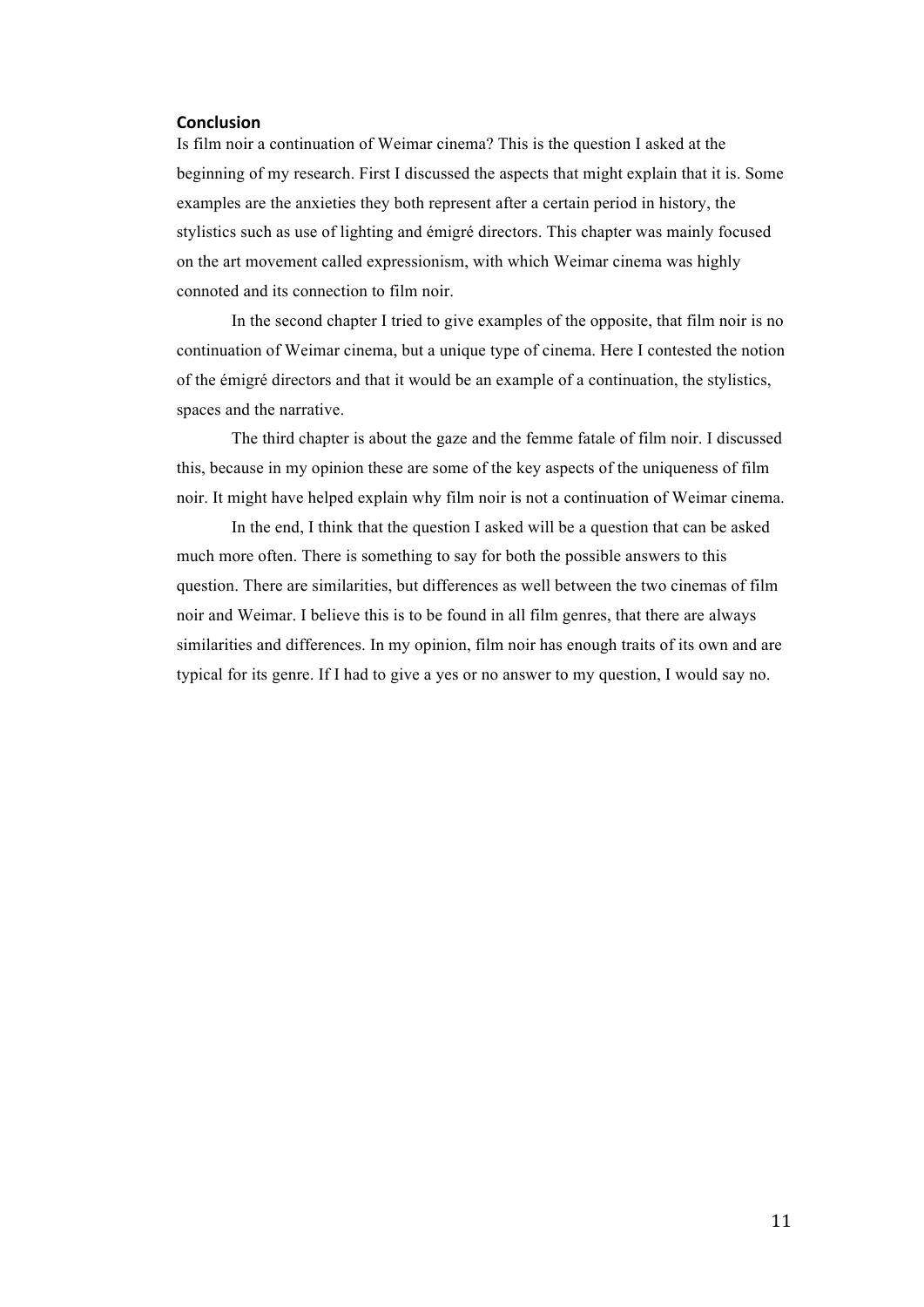## Conclusion

Is film noir a continuation of Weimar cinema? This is the question I asked at the beginning of my research. First I discussed the aspects that might explain that it is. Some examples are the anxieties they both represent after a certain period in history, the stylistics such as use of lighting and émigré directors. This chapter was mainly focused on the art movement called expressionism, with which Weimar cinema was highly connoted and its connection to film noir.

In the second chapter I tried to give examples of the opposite, that film noir is no continuation of Weimar cinema, but a unique type of cinema. Here I contested the notion of the émigré directors and that it would be an example of a continuation, the stylistics, spaces and the narrative.

The third chapter is about the gaze and the femme fatale of film noir. I discussed this, because in my opinion these are some of the key aspects of the uniqueness of film noir. It might have helped explain why film noir is not a continuation of Weimar cinema.

In the end, I think that the question I asked will be a question that can be asked much more often. There is something to say for both the possible answers to this question. There are similarities, but differences as well between the two cinemas of film noir and Weimar. I believe this is to be found in all film genres, that there are always similarities and differences. In my opinion, film noir has enough traits of its own and are typical for its genre. If I had to give a yes or no answer to my question, I would say no.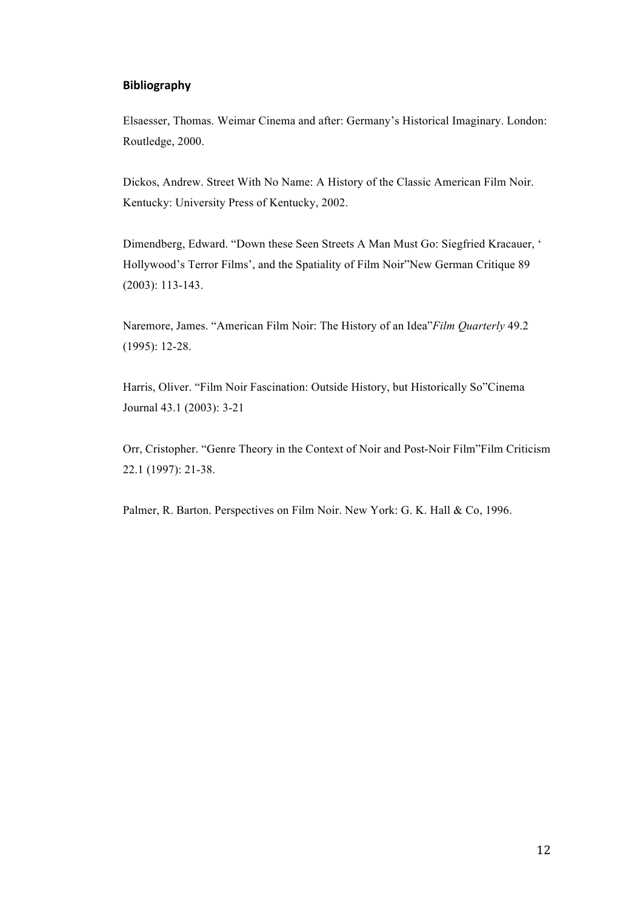## Bibliography

Elsaesser, Thomas. Weimar Cinema and after: Germany's Historical Imaginary. London: Routledge, 2000.

Dickos, Andrew. Street With No Name: A History of the Classic American Film Noir. Kentucky: University Press of Kentucky, 2002.

Dimendberg, Edward. "Down these Seen Streets A Man Must Go: Siegfried Kracauer, ' Hollywood's Terror Films', and the Spatiality of Film Noir"New German Critique 89 (2003): 113-143.

Naremore, James. "American Film Noir: The History of an Idea"*Film Quarterly* 49.2 (1995): 12-28.

Harris, Oliver. "Film Noir Fascination: Outside History, but Historically So"Cinema Journal 43.1 (2003): 3-21

Orr, Cristopher. "Genre Theory in the Context of Noir and Post-Noir Film"Film Criticism 22.1 (1997): 21-38.

Palmer, R. Barton. Perspectives on Film Noir. New York: G. K. Hall & Co, 1996.